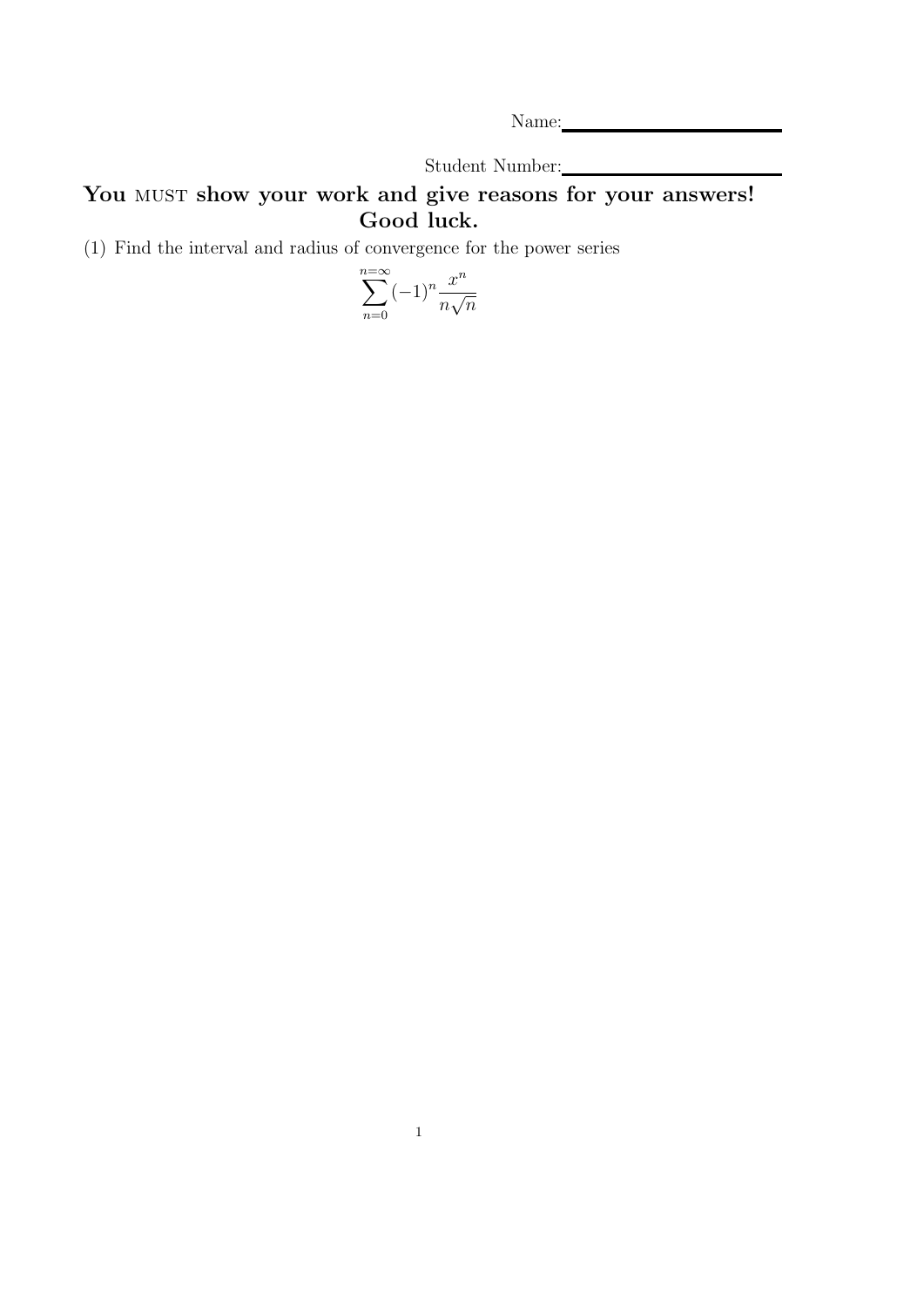Name:\_\_\_\_\_\_\_\_\_\_\_\_\_\_\_\_\_\_\_\_

Student Number:\_\_\_\_\_\_\_\_\_\_\_\_\_\_\_\_\_\_\_\_

**You MUST show your work and give reasons for your answers! Good luck.**

(1) Find the interval and radius of convergence for the power series

$$\sum_{n=0}^{n=\infty} (-1)^n \frac{x^n}{n\sqrt{n}}$$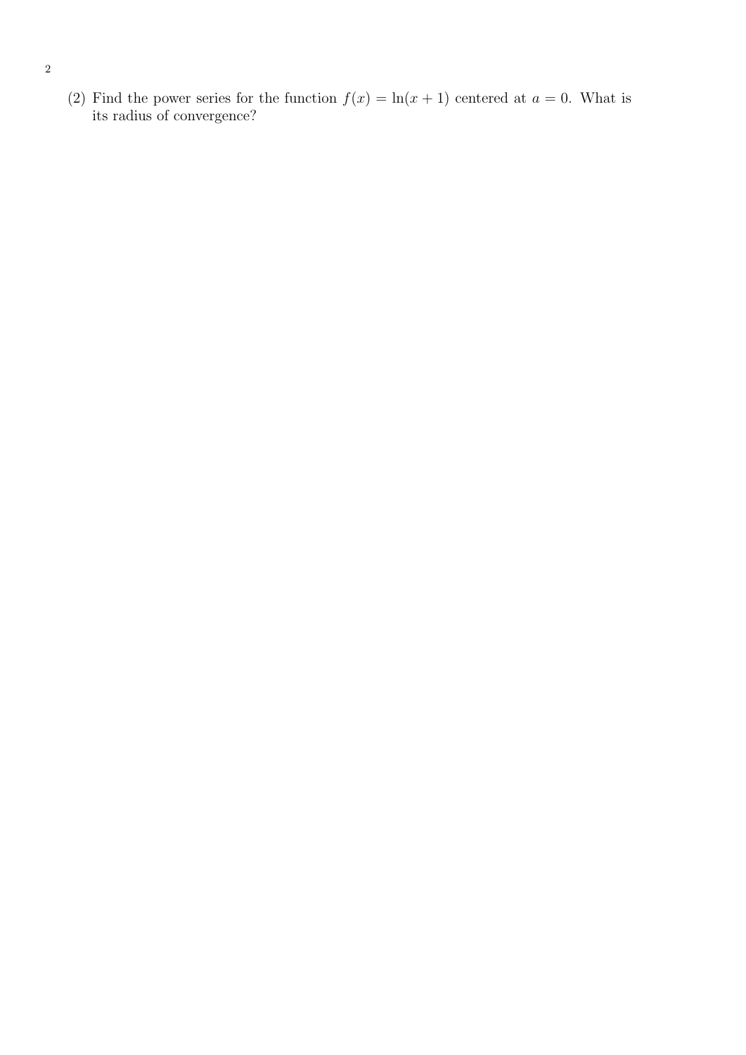(2) Find the power series for the function $f(x) = \ln(x+1)$ centered at $a = 0$. What is its radius of convergence?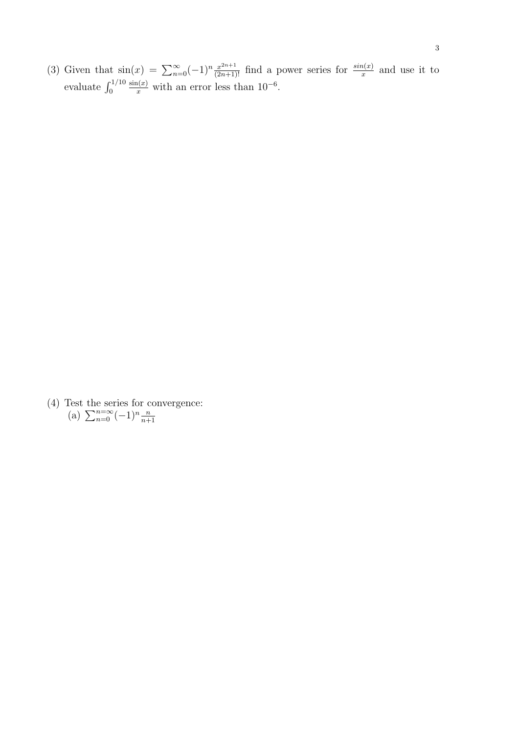(3) Given that $\sin(x) = \sum_{n=0}^{\infty} (-1)^n \frac{x^{2n+1}}{(2n+1)!}$ find a power series for $\frac{sin(x)}{x}$ and use it to evaluate $\int_0^{1/10} \frac{\sin(x)}{x}$ with an error less than $10^{-6}$.

(4) Test the series for convergence:

(a) $\sum_{n=0}^{n=\infty} (-1)^n \frac{n}{n+1}$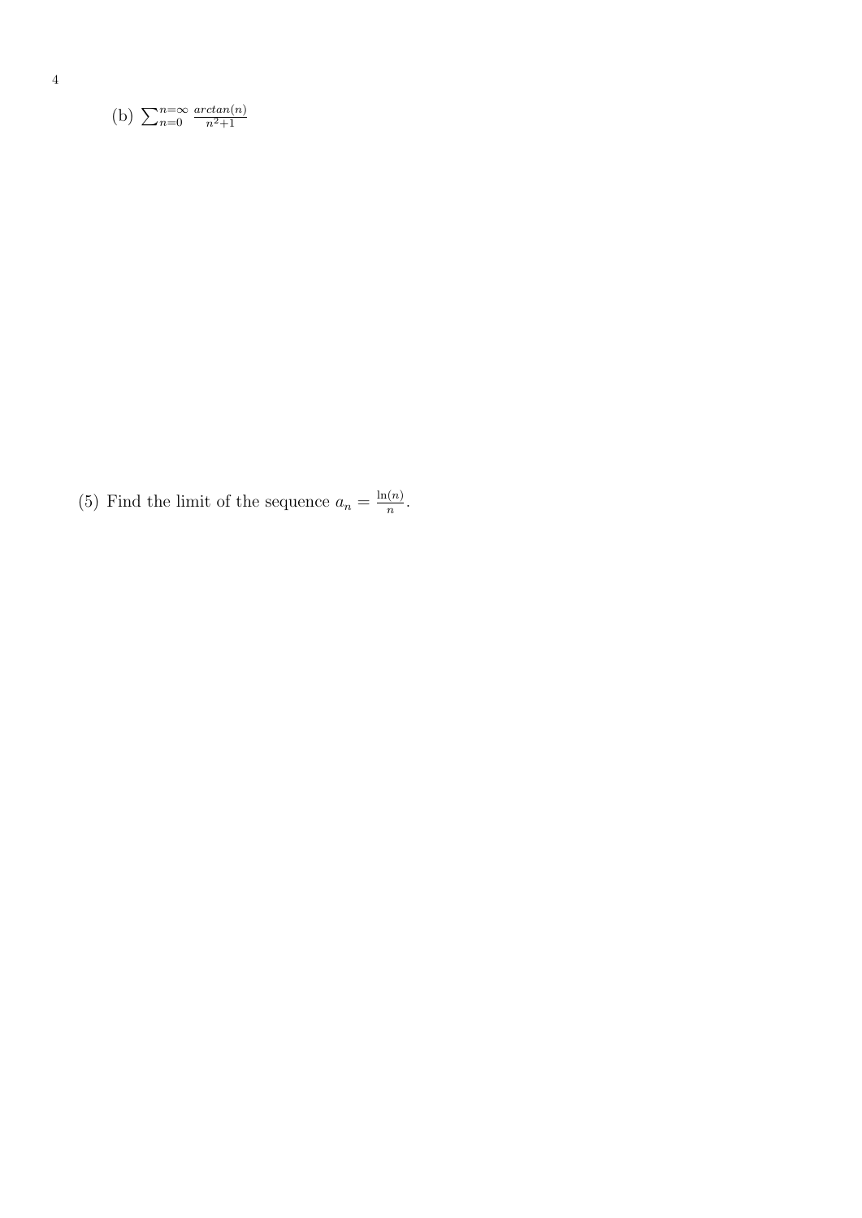(b) $\sum_{n=0}^{n=\infty} \frac{arctan(n)}{n^2+1}$

(5) Find the limit of the sequence $a_n = \frac{\ln(n)}{n}$.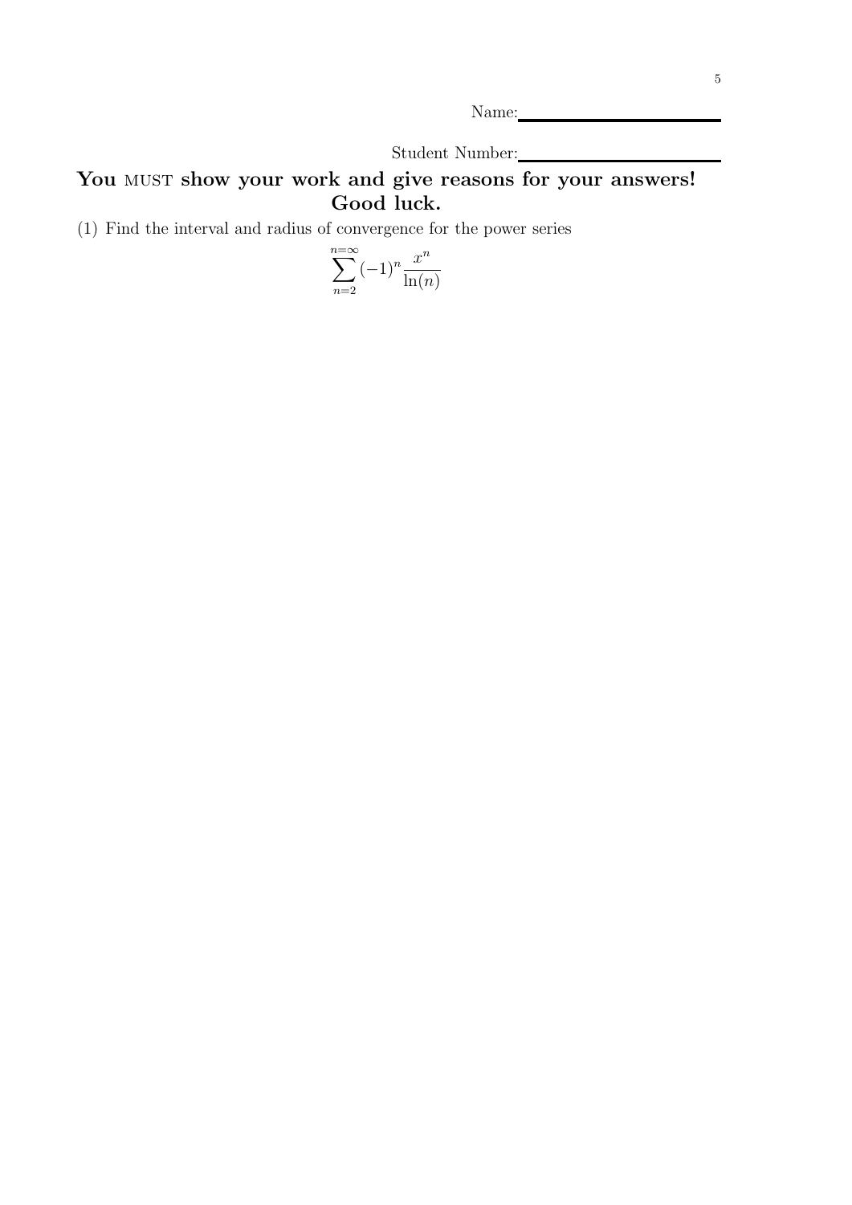Name: ____________________

Student Number: ____________________

**You MUST show your work and give reasons for your answers!**
**Good luck.**

(1) Find the interval and radius of convergence for the power series

$$\sum_{n=2}^{n=\infty} (-1)^n \frac{x^n}{\ln(n)}$$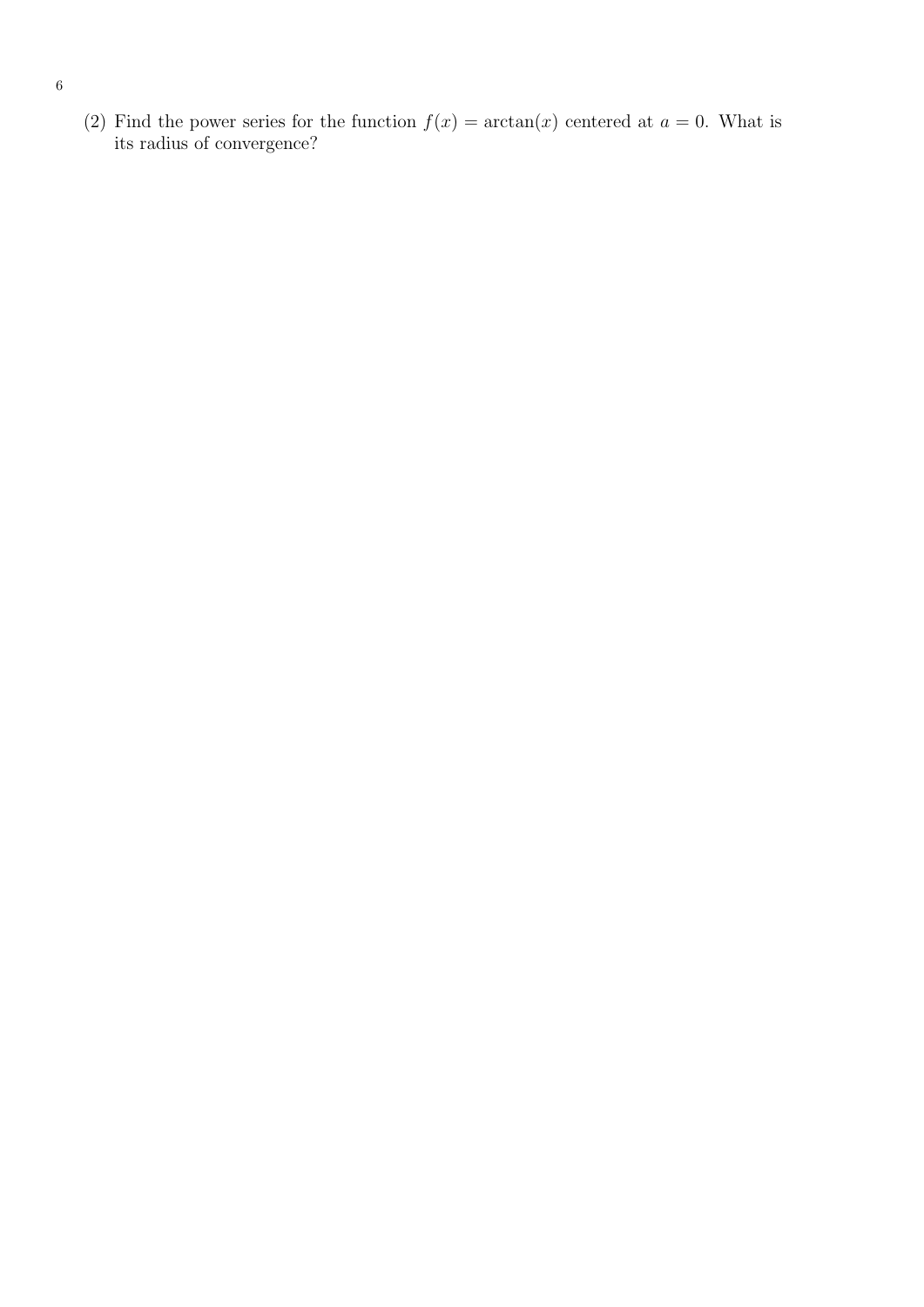(2) Find the power series for the function $f(x) = \arctan(x)$ centered at $a = 0$. What is its radius of convergence?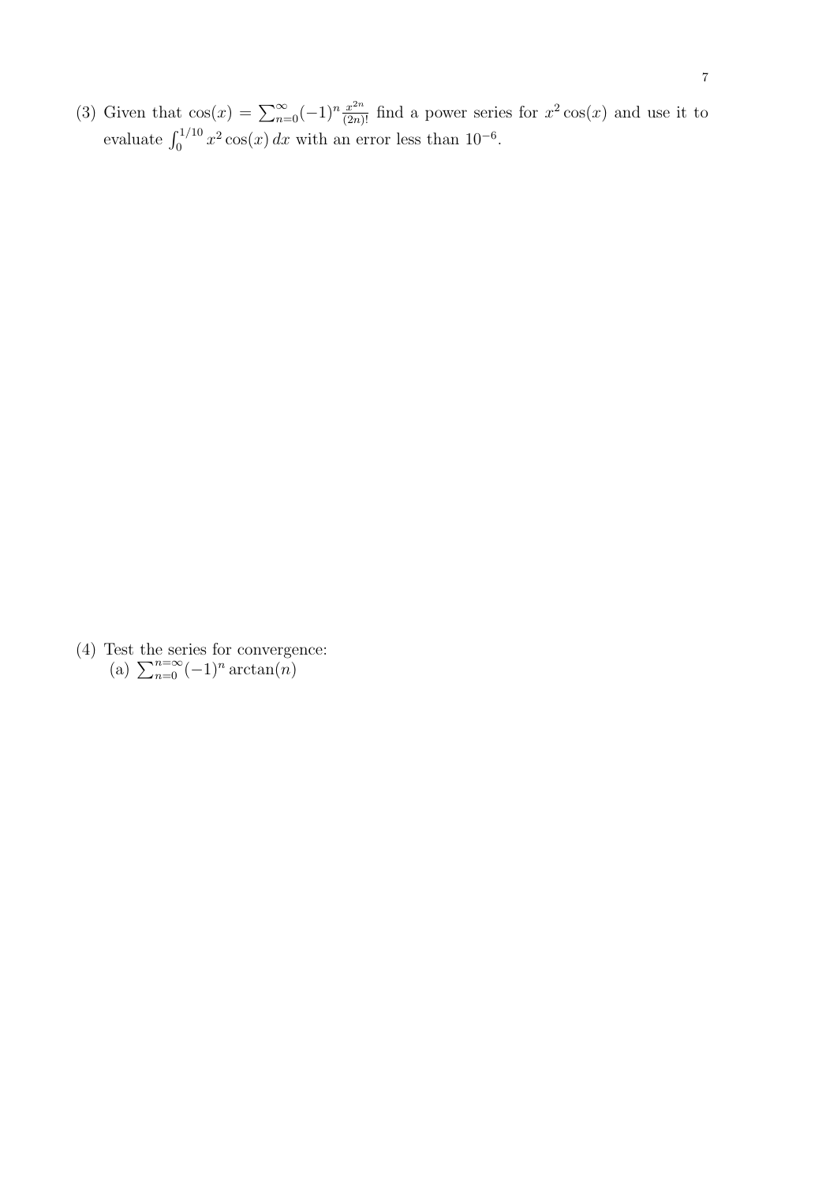(3) Given that $\cos(x) = \sum_{n=0}^{\infty} (-1)^n \frac{x^{2n}}{(2n)!}$ find a power series for $x^2 \cos(x)$ and use it to evaluate $\int_0^{1/10} x^2 \cos(x)\, dx$ with an error less than $10^{-6}$.

(4) Test the series for convergence:

(a) $\sum_{n=0}^{n=\infty} (-1)^n \arctan(n)$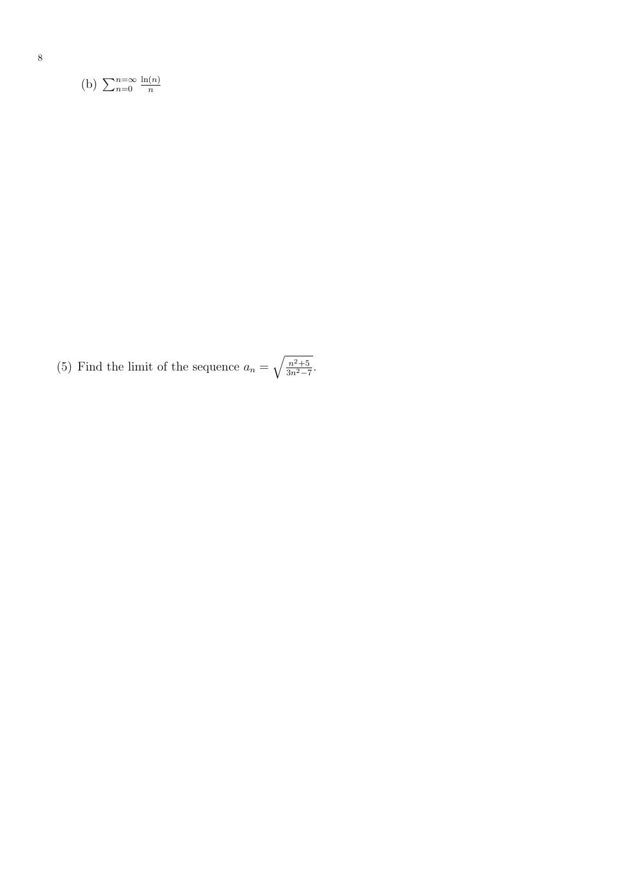(b) $\sum_{n=0}^{n=\infty} \frac{\ln(n)}{n}$

(5) Find the limit of the sequence $a_n = \sqrt{\frac{n^2+5}{3n^2-7}}$.